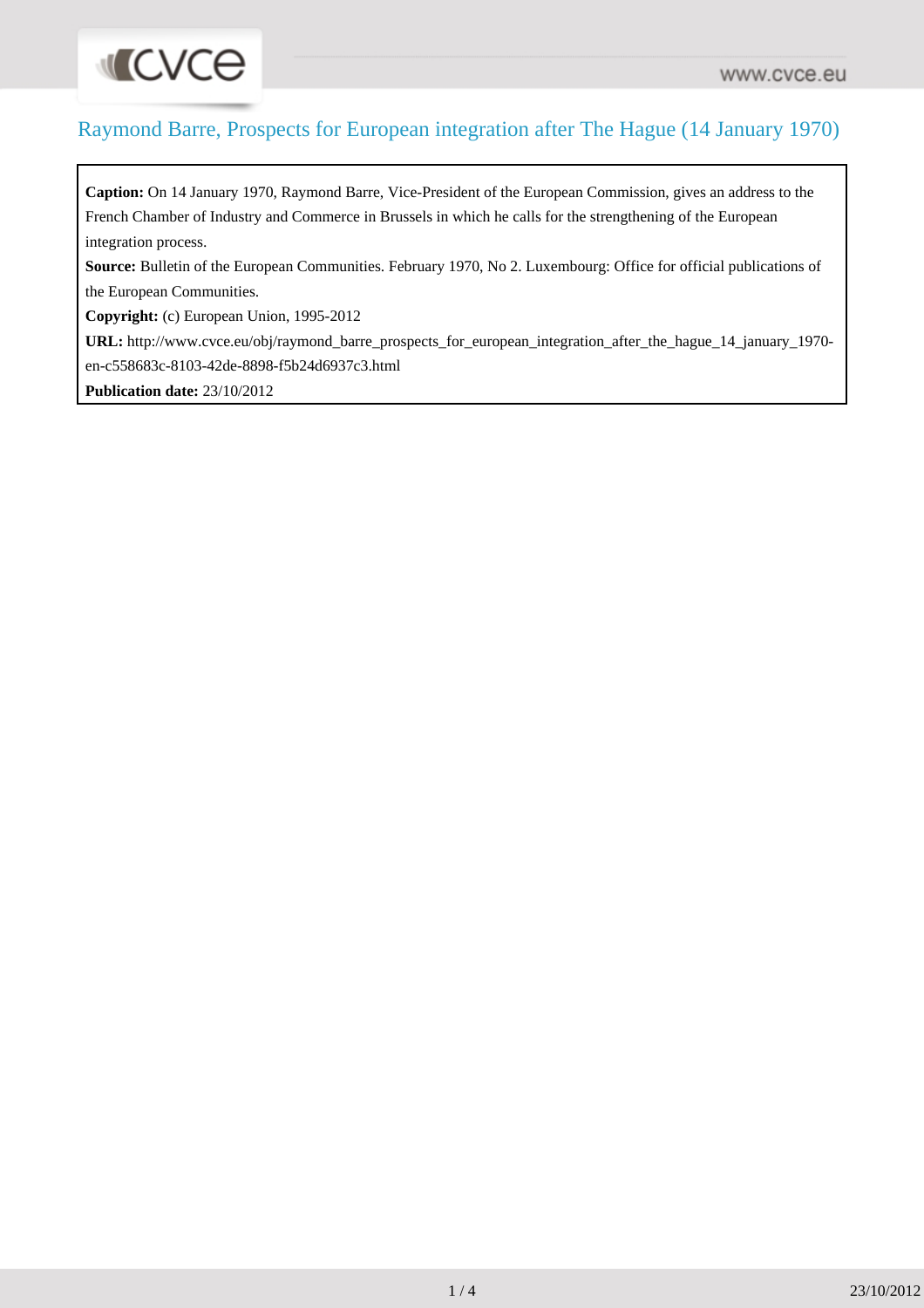# Raymond Barre, Prospects for European integration after The Hague (14 January 1970)

**Caption:** On 14 January 1970, Raymond Barre, Vice-President of the European Commission, gives an address to the French Chamber of Industry and Commerce in Brussels in which he calls for the strengthening of the European integration process.

**Source:** Bulletin of the European Communities. February 1970, No 2. Luxembourg: Office for official publications of the European Communities.

**Copyright:** (c) European Union, 1995-2012

**URL:** http://www.cvce.eu/obj/raymond_barre_prospects_for_european_integration_after_the_hague_14_january_1970-en-c558683c-8103-42de-8898-f5b24d6937c3.html

**Publication date:** 23/10/2012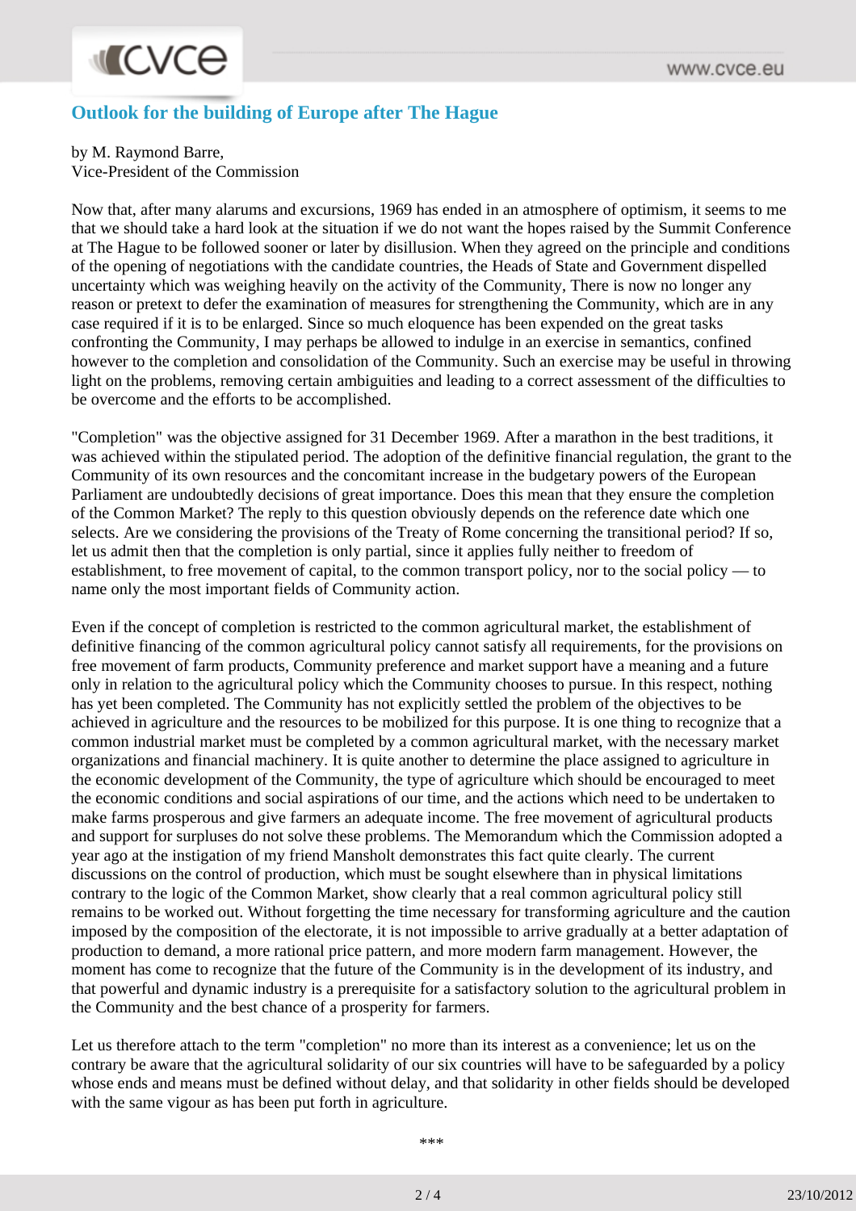## Outlook for the building of Europe after The Hague

by M. Raymond Barre,
Vice-President of the Commission

Now that, after many alarums and excursions, 1969 has ended in an atmosphere of optimism, it seems to me that we should take a hard look at the situation if we do not want the hopes raised by the Summit Conference at The Hague to be followed sooner or later by disillusion. When they agreed on the principle and conditions of the opening of negotiations with the candidate countries, the Heads of State and Government dispelled uncertainty which was weighing heavily on the activity of the Community, There is now no longer any reason or pretext to defer the examination of measures for strengthening the Community, which are in any case required if it is to be enlarged. Since so much eloquence has been expended on the great tasks confronting the Community, I may perhaps be allowed to indulge in an exercise in semantics, confined however to the completion and consolidation of the Community. Such an exercise may be useful in throwing light on the problems, removing certain ambiguities and leading to a correct assessment of the difficulties to be overcome and the efforts to be accomplished.

"Completion" was the objective assigned for 31 December 1969. After a marathon in the best traditions, it was achieved within the stipulated period. The adoption of the definitive financial regulation, the grant to the Community of its own resources and the concomitant increase in the budgetary powers of the European Parliament are undoubtedly decisions of great importance. Does this mean that they ensure the completion of the Common Market? The reply to this question obviously depends on the reference date which one selects. Are we considering the provisions of the Treaty of Rome concerning the transitional period? If so, let us admit then that the completion is only partial, since it applies fully neither to freedom of establishment, to free movement of capital, to the common transport policy, nor to the social policy — to name only the most important fields of Community action.

Even if the concept of completion is restricted to the common agricultural market, the establishment of definitive financing of the common agricultural policy cannot satisfy all requirements, for the provisions on free movement of farm products, Community preference and market support have a meaning and a future only in relation to the agricultural policy which the Community chooses to pursue. In this respect, nothing has yet been completed. The Community has not explicitly settled the problem of the objectives to be achieved in agriculture and the resources to be mobilized for this purpose. It is one thing to recognize that a common industrial market must be completed by a common agricultural market, with the necessary market organizations and financial machinery. It is quite another to determine the place assigned to agriculture in the economic development of the Community, the type of agriculture which should be encouraged to meet the economic conditions and social aspirations of our time, and the actions which need to be undertaken to make farms prosperous and give farmers an adequate income. The free movement of agricultural products and support for surpluses do not solve these problems. The Memorandum which the Commission adopted a year ago at the instigation of my friend Mansholt demonstrates this fact quite clearly. The current discussions on the control of production, which must be sought elsewhere than in physical limitations contrary to the logic of the Common Market, show clearly that a real common agricultural policy still remains to be worked out. Without forgetting the time necessary for transforming agriculture and the caution imposed by the composition of the electorate, it is not impossible to arrive gradually at a better adaptation of production to demand, a more rational price pattern, and more modern farm management. However, the moment has come to recognize that the future of the Community is in the development of its industry, and that powerful and dynamic industry is a prerequisite for a satisfactory solution to the agricultural problem in the Community and the best chance of a prosperity for farmers.

Let us therefore attach to the term "completion" no more than its interest as a convenience; let us on the contrary be aware that the agricultural solidarity of our six countries will have to be safeguarded by a policy whose ends and means must be defined without delay, and that solidarity in other fields should be developed with the same vigour as has been put forth in agriculture.

\*\*\*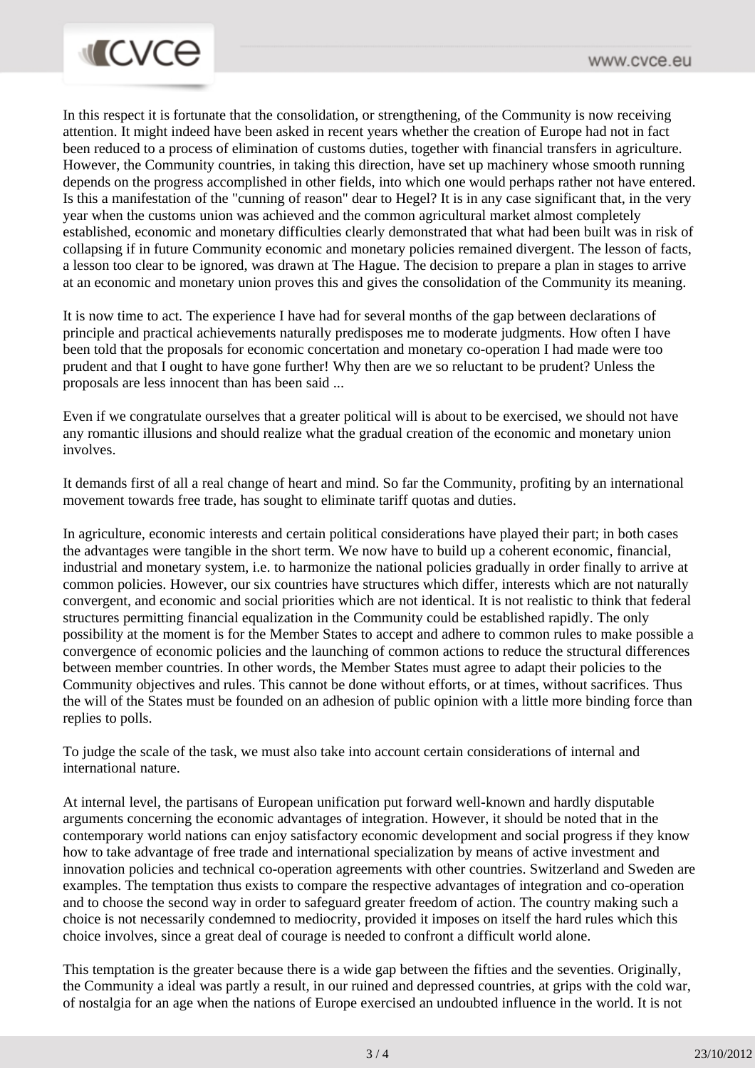In this respect it is fortunate that the consolidation, or strengthening, of the Community is now receiving attention. It might indeed have been asked in recent years whether the creation of Europe had not in fact been reduced to a process of elimination of customs duties, together with financial transfers in agriculture. However, the Community countries, in taking this direction, have set up machinery whose smooth running depends on the progress accomplished in other fields, into which one would perhaps rather not have entered. Is this a manifestation of the "cunning of reason" dear to Hegel? It is in any case significant that, in the very year when the customs union was achieved and the common agricultural market almost completely established, economic and monetary difficulties clearly demonstrated that what had been built was in risk of collapsing if in future Community economic and monetary policies remained divergent. The lesson of facts, a lesson too clear to be ignored, was drawn at The Hague. The decision to prepare a plan in stages to arrive at an economic and monetary union proves this and gives the consolidation of the Community its meaning.

It is now time to act. The experience I have had for several months of the gap between declarations of principle and practical achievements naturally predisposes me to moderate judgments. How often I have been told that the proposals for economic concertation and monetary co-operation I had made were too prudent and that I ought to have gone further! Why then are we so reluctant to be prudent? Unless the proposals are less innocent than has been said ...

Even if we congratulate ourselves that a greater political will is about to be exercised, we should not have any romantic illusions and should realize what the gradual creation of the economic and monetary union involves.

It demands first of all a real change of heart and mind. So far the Community, profiting by an international movement towards free trade, has sought to eliminate tariff quotas and duties.

In agriculture, economic interests and certain political considerations have played their part; in both cases the advantages were tangible in the short term. We now have to build up a coherent economic, financial, industrial and monetary system, i.e. to harmonize the national policies gradually in order finally to arrive at common policies. However, our six countries have structures which differ, interests which are not naturally convergent, and economic and social priorities which are not identical. It is not realistic to think that federal structures permitting financial equalization in the Community could be established rapidly. The only possibility at the moment is for the Member States to accept and adhere to common rules to make possible a convergence of economic policies and the launching of common actions to reduce the structural differences between member countries. In other words, the Member States must agree to adapt their policies to the Community objectives and rules. This cannot be done without efforts, or at times, without sacrifices. Thus the will of the States must be founded on an adhesion of public opinion with a little more binding force than replies to polls.

To judge the scale of the task, we must also take into account certain considerations of internal and international nature.

At internal level, the partisans of European unification put forward well-known and hardly disputable arguments concerning the economic advantages of integration. However, it should be noted that in the contemporary world nations can enjoy satisfactory economic development and social progress if they know how to take advantage of free trade and international specialization by means of active investment and innovation policies and technical co-operation agreements with other countries. Switzerland and Sweden are examples. The temptation thus exists to compare the respective advantages of integration and co-operation and to choose the second way in order to safeguard greater freedom of action. The country making such a choice is not necessarily condemned to mediocrity, provided it imposes on itself the hard rules which this choice involves, since a great deal of courage is needed to confront a difficult world alone.

This temptation is the greater because there is a wide gap between the fifties and the seventies. Originally, the Community a ideal was partly a result, in our ruined and depressed countries, at grips with the cold war, of nostalgia for an age when the nations of Europe exercised an undoubted influence in the world. It is not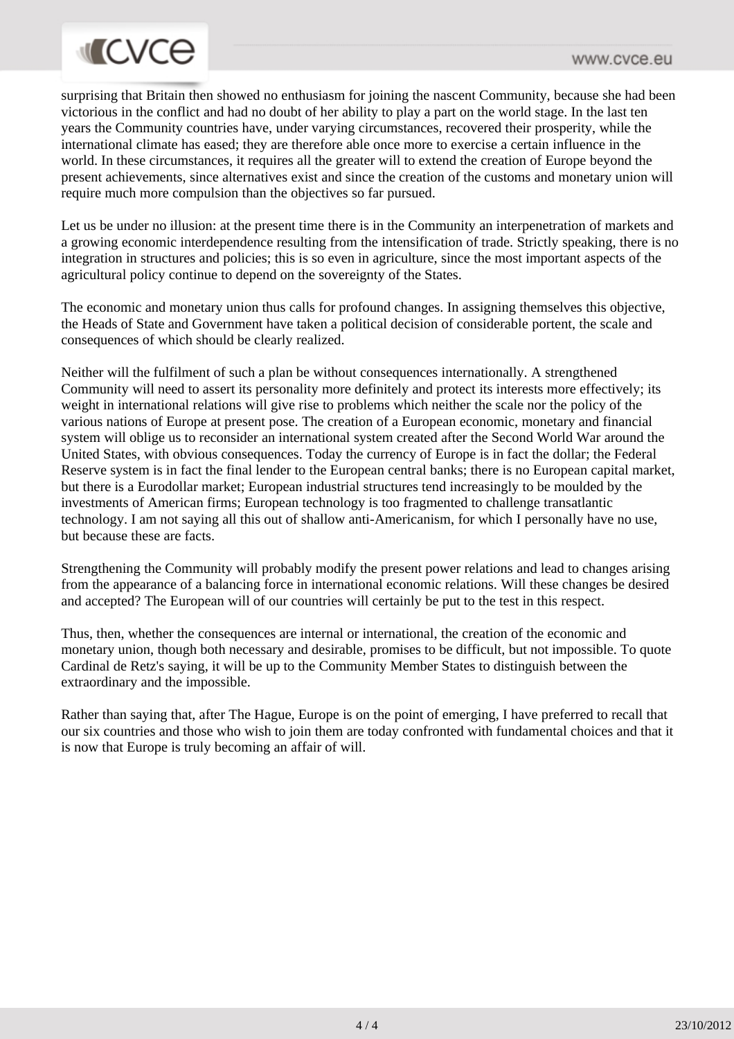surprising that Britain then showed no enthusiasm for joining the nascent Community, because she had been victorious in the conflict and had no doubt of her ability to play a part on the world stage. In the last ten years the Community countries have, under varying circumstances, recovered their prosperity, while the international climate has eased; they are therefore able once more to exercise a certain influence in the world. In these circumstances, it requires all the greater will to extend the creation of Europe beyond the present achievements, since alternatives exist and since the creation of the customs and monetary union will require much more compulsion than the objectives so far pursued.

Let us be under no illusion: at the present time there is in the Community an interpenetration of markets and a growing economic interdependence resulting from the intensification of trade. Strictly speaking, there is no integration in structures and policies; this is so even in agriculture, since the most important aspects of the agricultural policy continue to depend on the sovereignty of the States.

The economic and monetary union thus calls for profound changes. In assigning themselves this objective, the Heads of State and Government have taken a political decision of considerable portent, the scale and consequences of which should be clearly realized.

Neither will the fulfilment of such a plan be without consequences internationally. A strengthened Community will need to assert its personality more definitely and protect its interests more effectively; its weight in international relations will give rise to problems which neither the scale nor the policy of the various nations of Europe at present pose. The creation of a European economic, monetary and financial system will oblige us to reconsider an international system created after the Second World War around the United States, with obvious consequences. Today the currency of Europe is in fact the dollar; the Federal Reserve system is in fact the final lender to the European central banks; there is no European capital market, but there is a Eurodollar market; European industrial structures tend increasingly to be moulded by the investments of American firms; European technology is too fragmented to challenge transatlantic technology. I am not saying all this out of shallow anti-Americanism, for which I personally have no use, but because these are facts.

Strengthening the Community will probably modify the present power relations and lead to changes arising from the appearance of a balancing force in international economic relations. Will these changes be desired and accepted? The European will of our countries will certainly be put to the test in this respect.

Thus, then, whether the consequences are internal or international, the creation of the economic and monetary union, though both necessary and desirable, promises to be difficult, but not impossible. To quote Cardinal de Retz's saying, it will be up to the Community Member States to distinguish between the extraordinary and the impossible.

Rather than saying that, after The Hague, Europe is on the point of emerging, I have preferred to recall that our six countries and those who wish to join them are today confronted with fundamental choices and that it is now that Europe is truly becoming an affair of will.